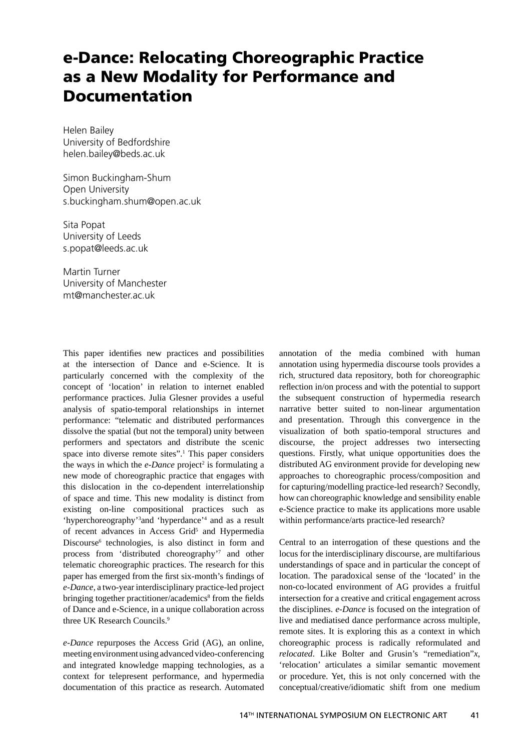# e-Dance: Relocating Choreographic Practice as a New Modality for Performance and Documentation

Helen Bailey
University of Bedfordshire
helen.bailey@beds.ac.uk

Simon Buckingham-Shum
Open University
s.buckingham.shum@open.ac.uk

Sita Popat
University of Leeds
s.popat@leeds.ac.uk

Martin Turner
University of Manchester
mt@manchester.ac.uk

This paper identifies new practices and possibilities at the intersection of Dance and e-Science. It is particularly concerned with the complexity of the concept of 'location' in relation to internet enabled performance practices. Julia Glesner provides a useful analysis of spatio-temporal relationships in internet performance: "telematic and distributed performances dissolve the spatial (but not the temporal) unity between performers and spectators and distribute the scenic space into diverse remote sites".[1] This paper considers the ways in which the *e-Dance* project[2] is formulating a new mode of choreographic practice that engages with this dislocation in the co-dependent interrelationship of space and time. This new modality is distinct from existing on-line compositional practices such as 'hyperchoreography'[3] and 'hyperdance'[4] and as a result of recent advances in Access Grid[5] and Hypermedia Discourse[6] technologies, is also distinct in form and process from 'distributed choreography'[7] and other telematic choreographic practices. The research for this paper has emerged from the first six-month's findings of *e-Dance*, a two-year interdisciplinary practice-led project bringing together practitioner/academics[8] from the fields of Dance and e-Science, in a unique collaboration across three UK Research Councils.[9]

*e-Dance* repurposes the Access Grid (AG), an online, meeting environment using advanced video-conferencing and integrated knowledge mapping technologies, as a context for telepresent performance, and hypermedia documentation of this practice as research. Automated annotation of the media combined with human annotation using hypermedia discourse tools provides a rich, structured data repository, both for choreographic reflection in/on process and with the potential to support the subsequent construction of hypermedia research narrative better suited to non-linear argumentation and presentation. Through this convergence in the visualization of both spatio-temporal structures and discourse, the project addresses two intersecting questions. Firstly, what unique opportunities does the distributed AG environment provide for developing new approaches to choreographic process/composition and for capturing/modelling practice-led research? Secondly, how can choreographic knowledge and sensibility enable e-Science practice to make its applications more usable within performance/arts practice-led research?

Central to an interrogation of these questions and the locus for the interdisciplinary discourse, are multifarious understandings of space and in particular the concept of location. The paradoxical sense of the 'located' in the non-co-located environment of AG provides a fruitful intersection for a creative and critical engagement across the disciplines. *e-Dance* is focused on the integration of live and mediatised dance performance across multiple, remote sites. It is exploring this as a context in which choreographic process is radically reformulated and *relocated*. Like Bolter and Grusin's "remediation"*x*, 'relocation' articulates a similar semantic movement or procedure. Yet, this is not only concerned with the conceptual/creative/idiomatic shift from one medium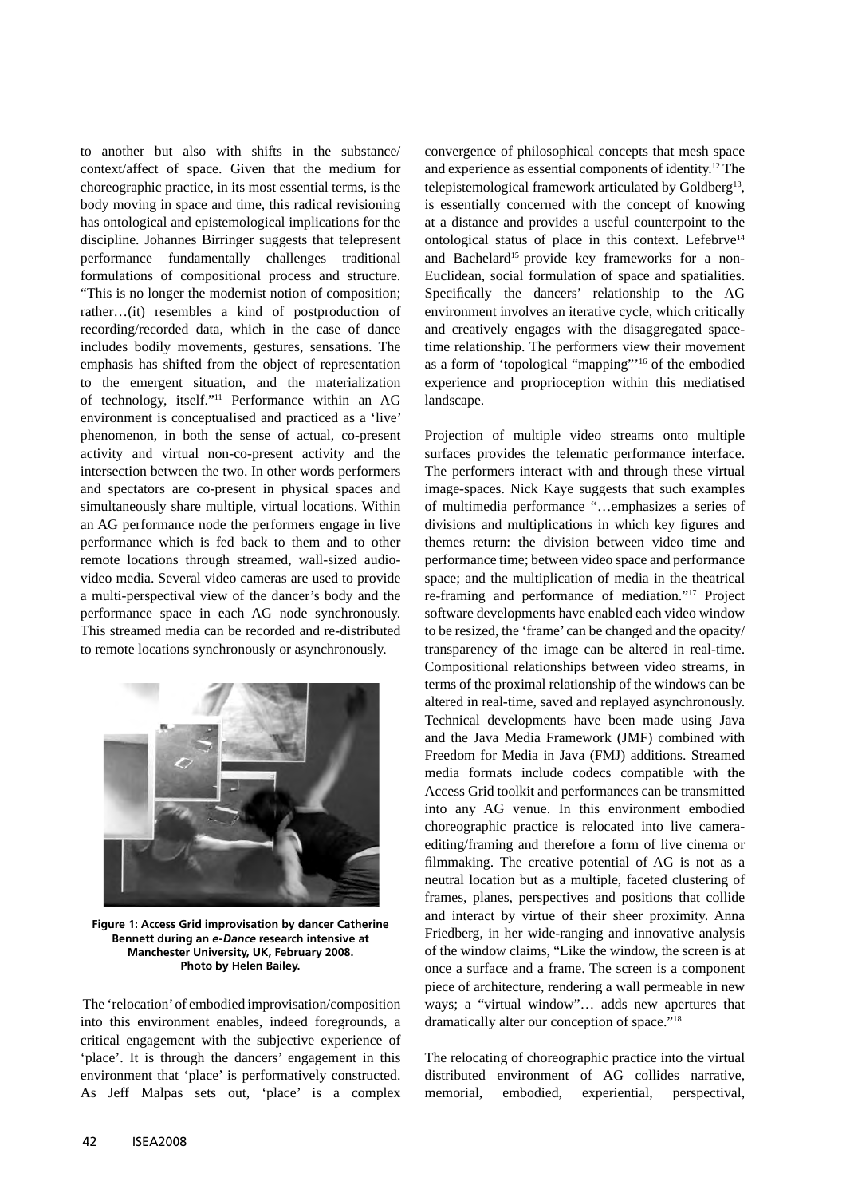to another but also with shifts in the substance/context/affect of space. Given that the medium for choreographic practice, in its most essential terms, is the body moving in space and time, this radical revisioning has ontological and epistemological implications for the discipline. Johannes Birringer suggests that telepresent performance fundamentally challenges traditional formulations of compositional process and structure. "This is no longer the modernist notion of composition; rather…(it) resembles a kind of postproduction of recording/recorded data, which in the case of dance includes bodily movements, gestures, sensations. The emphasis has shifted from the object of representation to the emergent situation, and the materialization of technology, itself."[11] Performance within an AG environment is conceptualised and practiced as a 'live' phenomenon, in both the sense of actual, co-present activity and virtual non-co-present activity and the intersection between the two. In other words performers and spectators are co-present in physical spaces and simultaneously share multiple, virtual locations. Within an AG performance node the performers engage in live performance which is fed back to them and to other remote locations through streamed, wall-sized audio-video media. Several video cameras are used to provide a multi-perspectival view of the dancer's body and the performance space in each AG node synchronously. This streamed media can be recorded and re-distributed to remote locations synchronously or asynchronously.

**Figure 1: Access Grid improvisation by dancer Catherine Bennett during an *e-Dance* research intensive at Manchester University, UK, February 2008. Photo by Helen Bailey.**

The 'relocation' of embodied improvisation/composition into this environment enables, indeed foregrounds, a critical engagement with the subjective experience of 'place'. It is through the dancers' engagement in this environment that 'place' is performatively constructed. As Jeff Malpas sets out, 'place' is a complex convergence of philosophical concepts that mesh space and experience as essential components of identity.[12] The telepistemological framework articulated by Goldberg[13], is essentially concerned with the concept of knowing at a distance and provides a useful counterpoint to the ontological status of place in this context. Lefebrve[14] and Bachelard[15] provide key frameworks for a non-Euclidean, social formulation of space and spatialities. Specifically the dancers' relationship to the AG environment involves an iterative cycle, which critically and creatively engages with the disaggregated space-time relationship. The performers view their movement as a form of 'topological "mapping"'[16] of the embodied experience and proprioception within this mediatised landscape.

Projection of multiple video streams onto multiple surfaces provides the telematic performance interface. The performers interact with and through these virtual image-spaces. Nick Kaye suggests that such examples of multimedia performance "…emphasizes a series of divisions and multiplications in which key figures and themes return: the division between video time and performance time; between video space and performance space; and the multiplication of media in the theatrical re-framing and performance of mediation."[17] Project software developments have enabled each video window to be resized, the 'frame' can be changed and the opacity/transparency of the image can be altered in real-time. Compositional relationships between video streams, in terms of the proximal relationship of the windows can be altered in real-time, saved and replayed asynchronously. Technical developments have been made using Java and the Java Media Framework (JMF) combined with Freedom for Media in Java (FMJ) additions. Streamed media formats include codecs compatible with the Access Grid toolkit and performances can be transmitted into any AG venue. In this environment embodied choreographic practice is relocated into live camera-editing/framing and therefore a form of live cinema or filmmaking. The creative potential of AG is not as a neutral location but as a multiple, faceted clustering of frames, planes, perspectives and positions that collide and interact by virtue of their sheer proximity. Anna Friedberg, in her wide-ranging and innovative analysis of the window claims, "Like the window, the screen is at once a surface and a frame. The screen is a component piece of architecture, rendering a wall permeable in new ways; a "virtual window"… adds new apertures that dramatically alter our conception of space."[18]

The relocating of choreographic practice into the virtual distributed environment of AG collides narrative, memorial, embodied, experiential, perspectival,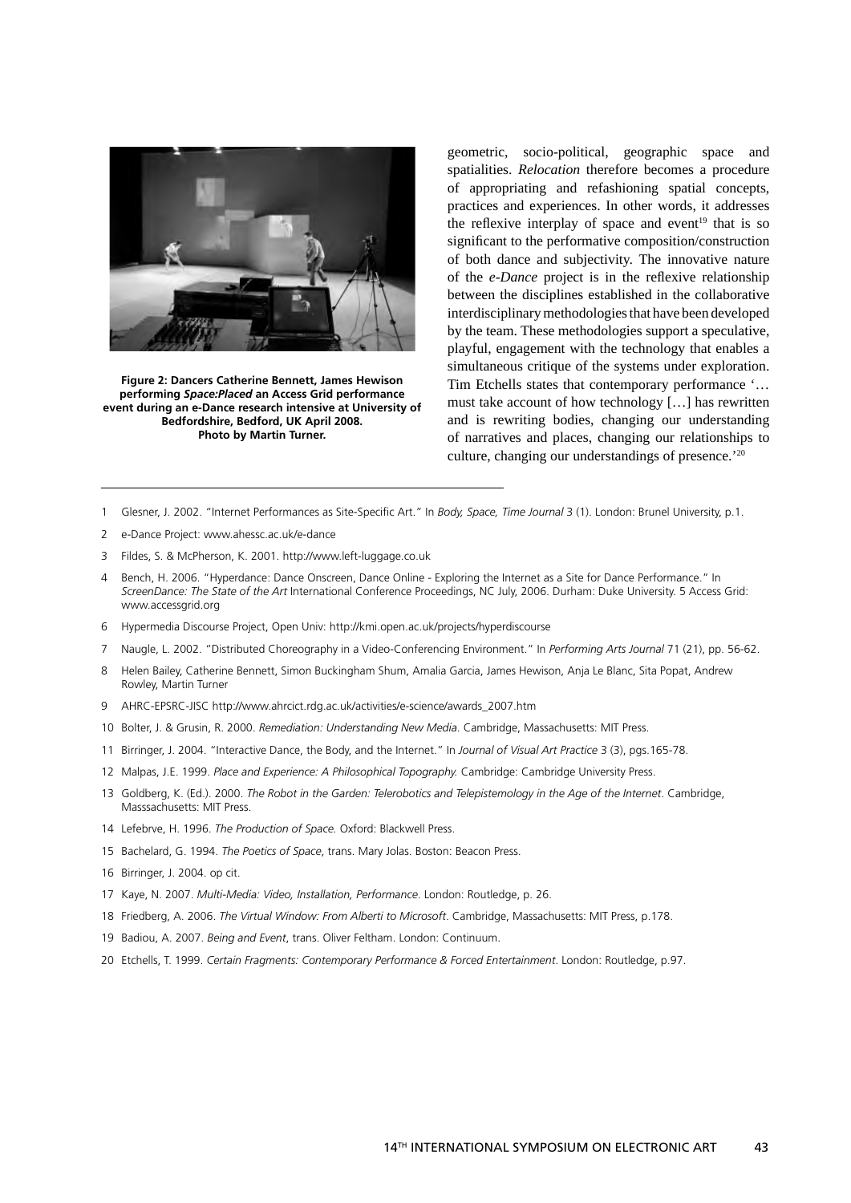Figure 2: Dancers Catherine Bennett, James Hewison performing *Space:Placed* an Access Grid performance event during an e-Dance research intensive at University of Bedfordshire, Bedford, UK April 2008. Photo by Martin Turner.

geometric, socio-political, geographic space and spatialities. *Relocation* therefore becomes a procedure of appropriating and refashioning spatial concepts, practices and experiences. In other words, it addresses the reflexive interplay of space and event[19] that is so significant to the performative composition/construction of both dance and subjectivity. The innovative nature of the *e-Dance* project is in the reflexive relationship between the disciplines established in the collaborative interdisciplinary methodologies that have been developed by the team. These methodologies support a speculative, playful, engagement with the technology that enables a simultaneous critique of the systems under exploration. Tim Etchells states that contemporary performance '… must take account of how technology […] has rewritten and is rewriting bodies, changing our understanding of narratives and places, changing our relationships to culture, changing our understandings of presence.'[20]

---

1 Glesner, J. 2002. "Internet Performances as Site-Specific Art." In *Body, Space, Time Journal* 3 (1). London: Brunel University, p.1.

2 e-Dance Project: www.ahessc.ac.uk/e-dance

3 Fildes, S. & McPherson, K. 2001. http://www.left-luggage.co.uk

4 Bench, H. 2006. "Hyperdance: Dance Onscreen, Dance Online - Exploring the Internet as a Site for Dance Performance." In *ScreenDance: The State of the Art* International Conference Proceedings, NC July, 2006. Durham: Duke University. 5 Access Grid: www.accessgrid.org

6 Hypermedia Discourse Project, Open Univ: http://kmi.open.ac.uk/projects/hyperdiscourse

7 Naugle, L. 2002. "Distributed Choreography in a Video-Conferencing Environment." In *Performing Arts Journal* 71 (21), pp. 56-62.

8 Helen Bailey, Catherine Bennett, Simon Buckingham Shum, Amalia Garcia, James Hewison, Anja Le Blanc, Sita Popat, Andrew Rowley, Martin Turner

9 AHRC-EPSRC-JISC http://www.ahrcict.rdg.ac.uk/activities/e-science/awards_2007.htm

10 Bolter, J. & Grusin, R. 2000. *Remediation: Understanding New Media*. Cambridge, Massachusetts: MIT Press.

11 Birringer, J. 2004. "Interactive Dance, the Body, and the Internet." In *Journal of Visual Art Practice* 3 (3), pgs.165-78.

12 Malpas, J.E. 1999. *Place and Experience: A Philosophical Topography.* Cambridge: Cambridge University Press.

13 Goldberg, K. (Ed.). 2000. *The Robot in the Garden: Telerobotics and Telepistemology in the Age of the Internet*. Cambridge, Masssachusetts: MIT Press.

14 Lefebrve, H. 1996. *The Production of Space.* Oxford: Blackwell Press.

15 Bachelard, G. 1994. *The Poetics of Space*, trans. Mary Jolas. Boston: Beacon Press.

16 Birringer, J. 2004. op cit.

17 Kaye, N. 2007. *Multi-Media: Video, Installation, Performance*. London: Routledge, p. 26.

18 Friedberg, A. 2006. *The Virtual Window: From Alberti to Microsoft*. Cambridge, Massachusetts: MIT Press, p.178.

19 Badiou, A. 2007. *Being and Event*, trans. Oliver Feltham. London: Continuum.

20 Etchells, T. 1999. *Certain Fragments: Contemporary Performance & Forced Entertainment*. London: Routledge, p.97.